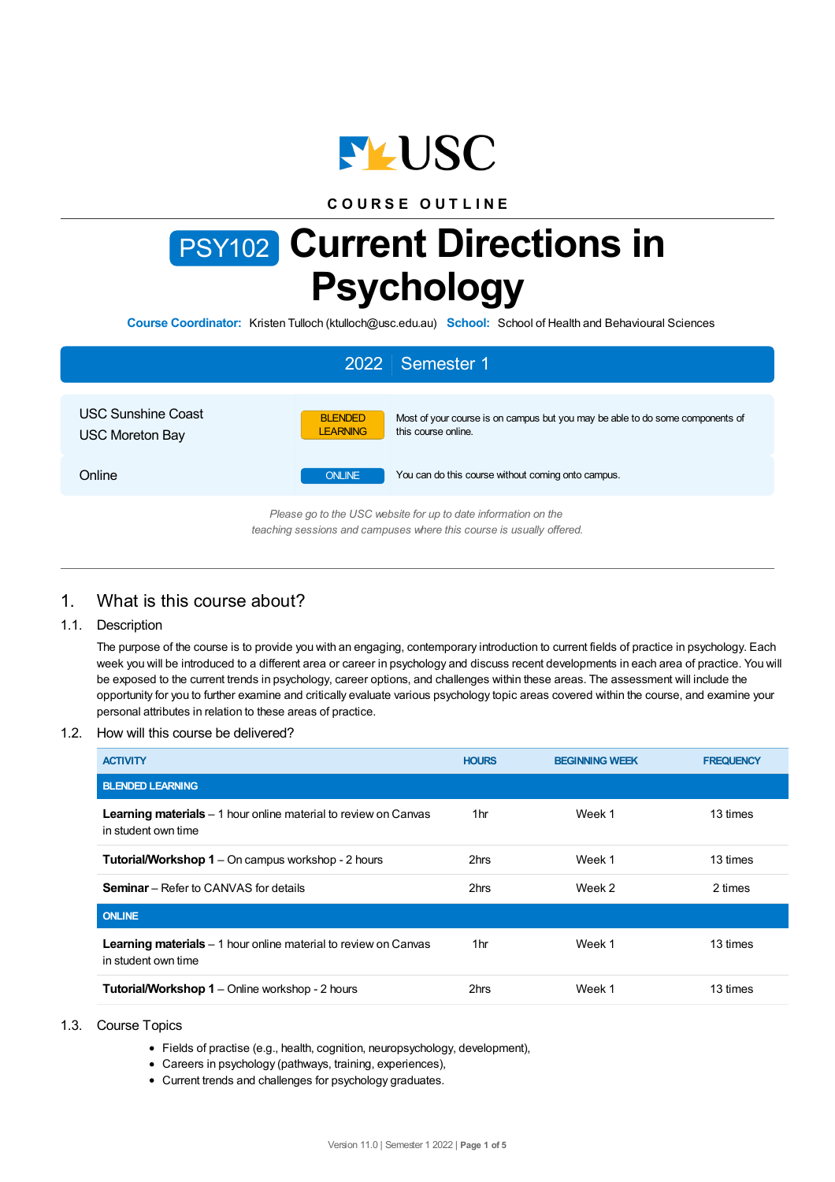USC

COURSE OUTLINE

# PSY102 Current Directions in Psychology

**Course Coordinator:** Kristen Tulloch (ktulloch@usc.edu.au) **School:** School of Health and Behavioural Sciences

**2022 | Semester 1**

| | | |
|---|---|---|
| USC Sunshine Coast<br>USC Moreton Bay | BLENDED LEARNING | Most of your course is on campus but you may be able to do some components of this course online. |
| Online | ONLINE | You can do this course without coming onto campus. |

*Please go to the USC website for up to date information on the teaching sessions and campuses where this course is usually offered.*

## 1. What is this course about?

### 1.1. Description

The purpose of the course is to provide you with an engaging, contemporary introduction to current fields of practice in psychology. Each week you will be introduced to a different area or career in psychology and discuss recent developments in each area of practice. You will be exposed to the current trends in psychology, career options, and challenges within these areas. The assessment will include the opportunity for you to further examine and critically evaluate various psychology topic areas covered within the course, and examine your personal attributes in relation to these areas of practice.

### 1.2. How will this course be delivered?

| ACTIVITY | HOURS | BEGINNING WEEK | FREQUENCY |
|---|---|---|---|
| **BLENDED LEARNING** | | | |
| **Learning materials** – 1 hour online material to review on Canvas in student own time | 1hr | Week 1 | 13 times |
| **Tutorial/Workshop 1** – On campus workshop - 2 hours | 2hrs | Week 1 | 13 times |
| **Seminar** – Refer to CANVAS for details | 2hrs | Week 2 | 2 times |
| **ONLINE** | | | |
| **Learning materials** – 1 hour online material to review on Canvas in student own time | 1hr | Week 1 | 13 times |
| **Tutorial/Workshop 1** – Online workshop - 2 hours | 2hrs | Week 1 | 13 times |

### 1.3. Course Topics

- Fields of practise (e.g., health, cognition, neuropsychology, development),
- Careers in psychology (pathways, training, experiences),
- Current trends and challenges for psychology graduates.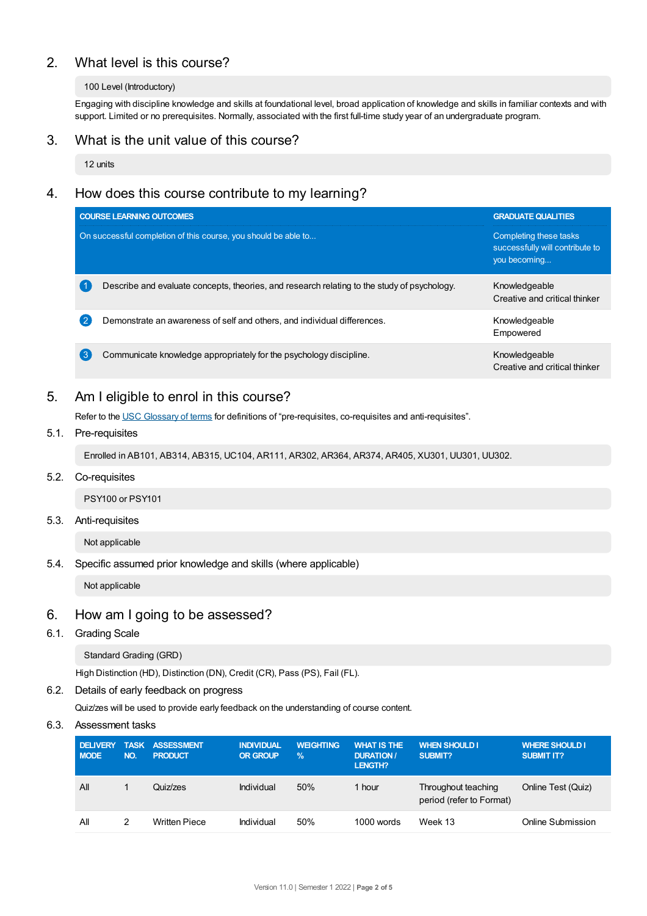## 2. What level is this course?

100 Level (Introductory)

Engaging with discipline knowledge and skills at foundational level, broad application of knowledge and skills in familiar contexts and with support. Limited or no prerequisites. Normally, associated with the first full-time study year of an undergraduate program.

## 3. What is the unit value of this course?

12 units

## 4. How does this course contribute to my learning?

| COURSE LEARNING OUTCOMES | GRADUATE QUALITIES |
|---|---|
| On successful completion of this course, you should be able to... | Completing these tasks successfully will contribute to you becoming... |
| 1 Describe and evaluate concepts, theories, and research relating to the study of psychology. | Knowledgeable<br>Creative and critical thinker |
| 2 Demonstrate an awareness of self and others, and individual differences. | Knowledgeable<br>Empowered |
| 3 Communicate knowledge appropriately for the psychology discipline. | Knowledgeable<br>Creative and critical thinker |

## 5. Am I eligible to enrol in this course?

Refer to the USC Glossary of terms for definitions of “pre-requisites, co-requisites and anti-requisites”.

### 5.1. Pre-requisites

Enrolled in AB101, AB314, AB315, UC104, AR111, AR302, AR364, AR374, AR405, XU301, UU301, UU302.

### 5.2. Co-requisites

PSY100 or PSY101

### 5.3. Anti-requisites

Not applicable

### 5.4. Specific assumed prior knowledge and skills (where applicable)

Not applicable

## 6. How am I going to be assessed?

### 6.1. Grading Scale

Standard Grading (GRD)

High Distinction (HD), Distinction (DN), Credit (CR), Pass (PS), Fail (FL).

### 6.2. Details of early feedback on progress

Quiz/zes will be used to provide early feedback on the understanding of course content.

### 6.3. Assessment tasks

| DELIVERY MODE | TASK NO. | ASSESSMENT PRODUCT | INDIVIDUAL OR GROUP | WEIGHTING % | WHAT IS THE DURATION / LENGTH? | WHEN SHOULD I SUBMIT? | WHERE SHOULD I SUBMIT IT? |
|---|---|---|---|---|---|---|---|
| All | 1 | Quiz/zes | Individual | 50% | 1 hour | Throughout teaching period (refer to Format) | Online Test (Quiz) |
| All | 2 | Written Piece | Individual | 50% | 1000 words | Week 13 | Online Submission |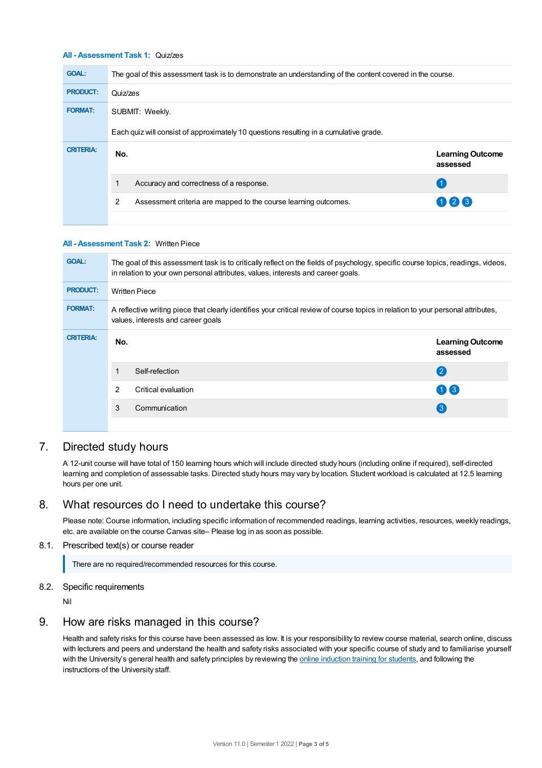**All - Assessment Task 1:** Quiz/zes

| | |
|---|---|
| **GOAL:** | The goal of this assessment task is to demonstrate an understanding of the content covered in the course. |
| **PRODUCT:** | Quiz/zes |
| **FORMAT:** | SUBMIT: Weekly.<br><br>Each quiz will consist of approximately 10 questions resulting in a cumulative grade. |

**CRITERIA:**

| No. | | Learning Outcome assessed |
|---|---|---|
| 1 | Accuracy and correctness of a response. | 1 |
| 2 | Assessment criteria are mapped to the course learning outcomes. | 1 2 3 |

**All - Assessment Task 2:** Written Piece

| | |
|---|---|
| **GOAL:** | The goal of this assessment task is to critically reflect on the fields of psychology, specific course topics, readings, videos, in relation to your own personal attributes, values, interests and career goals. |
| **PRODUCT:** | Written Piece |
| **FORMAT:** | A reflective writing piece that clearly identifies your critical review of course topics in relation to your personal attributes, values, interests and career goals |

**CRITERIA:**

| No. | | Learning Outcome assessed |
|---|---|---|
| 1 | Self-refection | 2 |
| 2 | Critical evaluation | 1 3 |
| 3 | Communication | 3 |

## 7. Directed study hours

A 12-unit course will have total of 150 learning hours which will include directed study hours (including online if required), self-directed learning and completion of assessable tasks. Directed study hours may vary by location. Student workload is calculated at 12.5 learning hours per one unit.

## 8. What resources do I need to undertake this course?

Please note: Course information, including specific information of recommended readings, learning activities, resources, weekly readings, etc. are available on the course Canvas site– Please log in as soon as possible.

### 8.1. Prescribed text(s) or course reader

There are no required/recommended resources for this course.

### 8.2. Specific requirements

Nil

## 9. How are risks managed in this course?

Health and safety risks for this course have been assessed as low. It is your responsibility to review course material, search online, discuss with lecturers and peers and understand the health and safety risks associated with your specific course of study and to familiarise yourself with the University's general health and safety principles by reviewing the online induction training for students, and following the instructions of the University staff.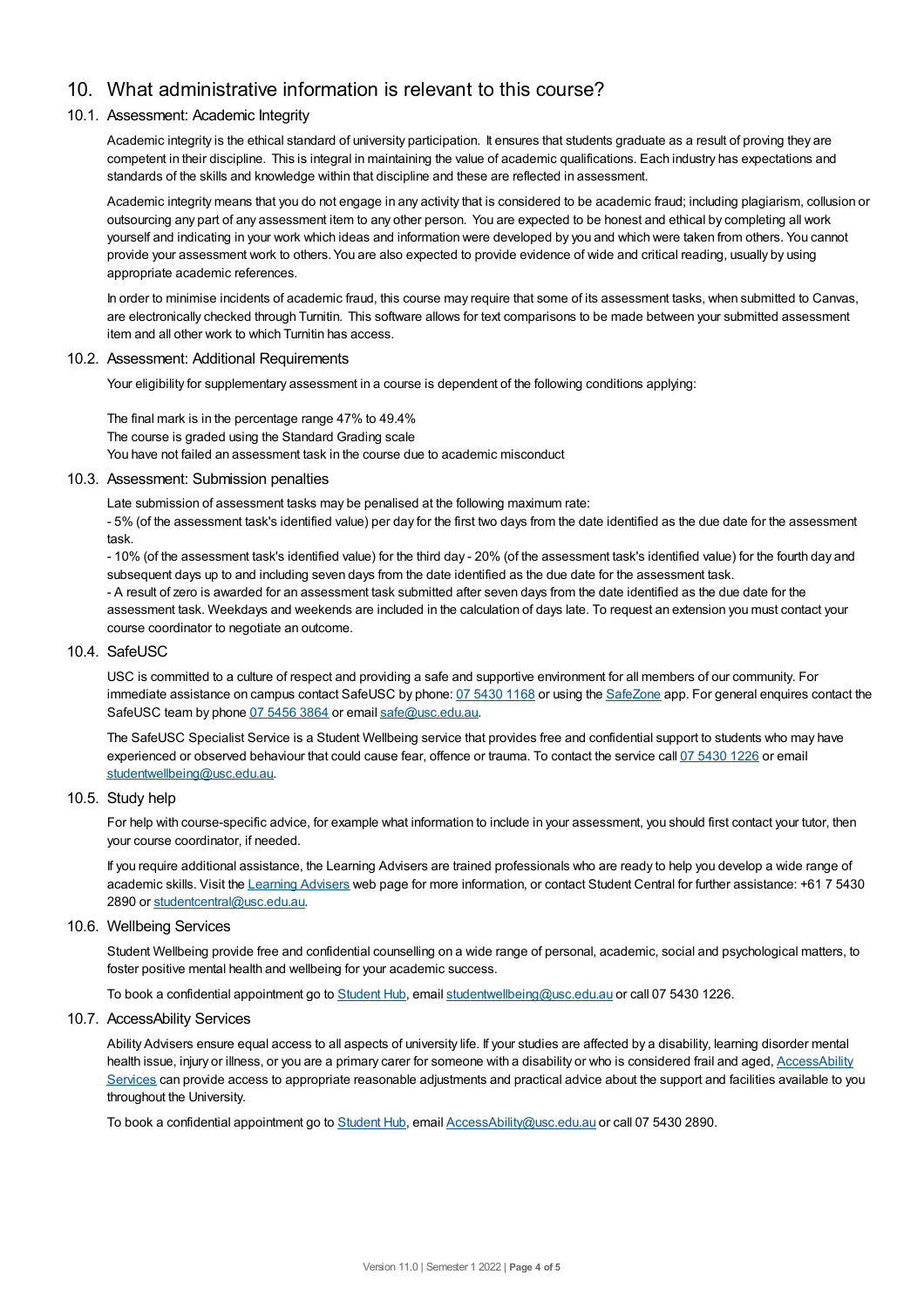## 10. What administrative information is relevant to this course?

### 10.1. Assessment: Academic Integrity

Academic integrity is the ethical standard of university participation. It ensures that students graduate as a result of proving they are competent in their discipline. This is integral in maintaining the value of academic qualifications. Each industry has expectations and standards of the skills and knowledge within that discipline and these are reflected in assessment.

Academic integrity means that you do not engage in any activity that is considered to be academic fraud; including plagiarism, collusion or outsourcing any part of any assessment item to any other person. You are expected to be honest and ethical by completing all work yourself and indicating in your work which ideas and information were developed by you and which were taken from others. You cannot provide your assessment work to others. You are also expected to provide evidence of wide and critical reading, usually by using appropriate academic references.

In order to minimise incidents of academic fraud, this course may require that some of its assessment tasks, when submitted to Canvas, are electronically checked through Turnitin. This software allows for text comparisons to be made between your submitted assessment item and all other work to which Turnitin has access.

### 10.2. Assessment: Additional Requirements

Your eligibility for supplementary assessment in a course is dependent of the following conditions applying:

The final mark is in the percentage range 47% to 49.4%
The course is graded using the Standard Grading scale
You have not failed an assessment task in the course due to academic misconduct

### 10.3. Assessment: Submission penalties

Late submission of assessment tasks may be penalised at the following maximum rate:

- 5% (of the assessment task's identified value) per day for the first two days from the date identified as the due date for the assessment task.

- 10% (of the assessment task's identified value) for the third day - 20% (of the assessment task's identified value) for the fourth day and subsequent days up to and including seven days from the date identified as the due date for the assessment task.

- A result of zero is awarded for an assessment task submitted after seven days from the date identified as the due date for the assessment task. Weekdays and weekends are included in the calculation of days late. To request an extension you must contact your course coordinator to negotiate an outcome.

### 10.4. SafeUSC

USC is committed to a culture of respect and providing a safe and supportive environment for all members of our community. For immediate assistance on campus contact SafeUSC by phone: 07 5430 1168 or using the SafeZone app. For general enquires contact the SafeUSC team by phone 07 5456 3864 or email safe@usc.edu.au.

The SafeUSC Specialist Service is a Student Wellbeing service that provides free and confidential support to students who may have experienced or observed behaviour that could cause fear, offence or trauma. To contact the service call 07 5430 1226 or email studentwellbeing@usc.edu.au.

### 10.5. Study help

For help with course-specific advice, for example what information to include in your assessment, you should first contact your tutor, then your course coordinator, if needed.

If you require additional assistance, the Learning Advisers are trained professionals who are ready to help you develop a wide range of academic skills. Visit the Learning Advisers web page for more information, or contact Student Central for further assistance: +61 7 5430 2890 or studentcentral@usc.edu.au.

### 10.6. Wellbeing Services

Student Wellbeing provide free and confidential counselling on a wide range of personal, academic, social and psychological matters, to foster positive mental health and wellbeing for your academic success.

To book a confidential appointment go to Student Hub, email studentwellbeing@usc.edu.au or call 07 5430 1226.

### 10.7. AccessAbility Services

Ability Advisers ensure equal access to all aspects of university life. If your studies are affected by a disability, learning disorder mental health issue, injury or illness, or you are a primary carer for someone with a disability or who is considered frail and aged, AccessAbility Services can provide access to appropriate reasonable adjustments and practical advice about the support and facilities available to you throughout the University.

To book a confidential appointment go to Student Hub, email AccessAbility@usc.edu.au or call 07 5430 2890.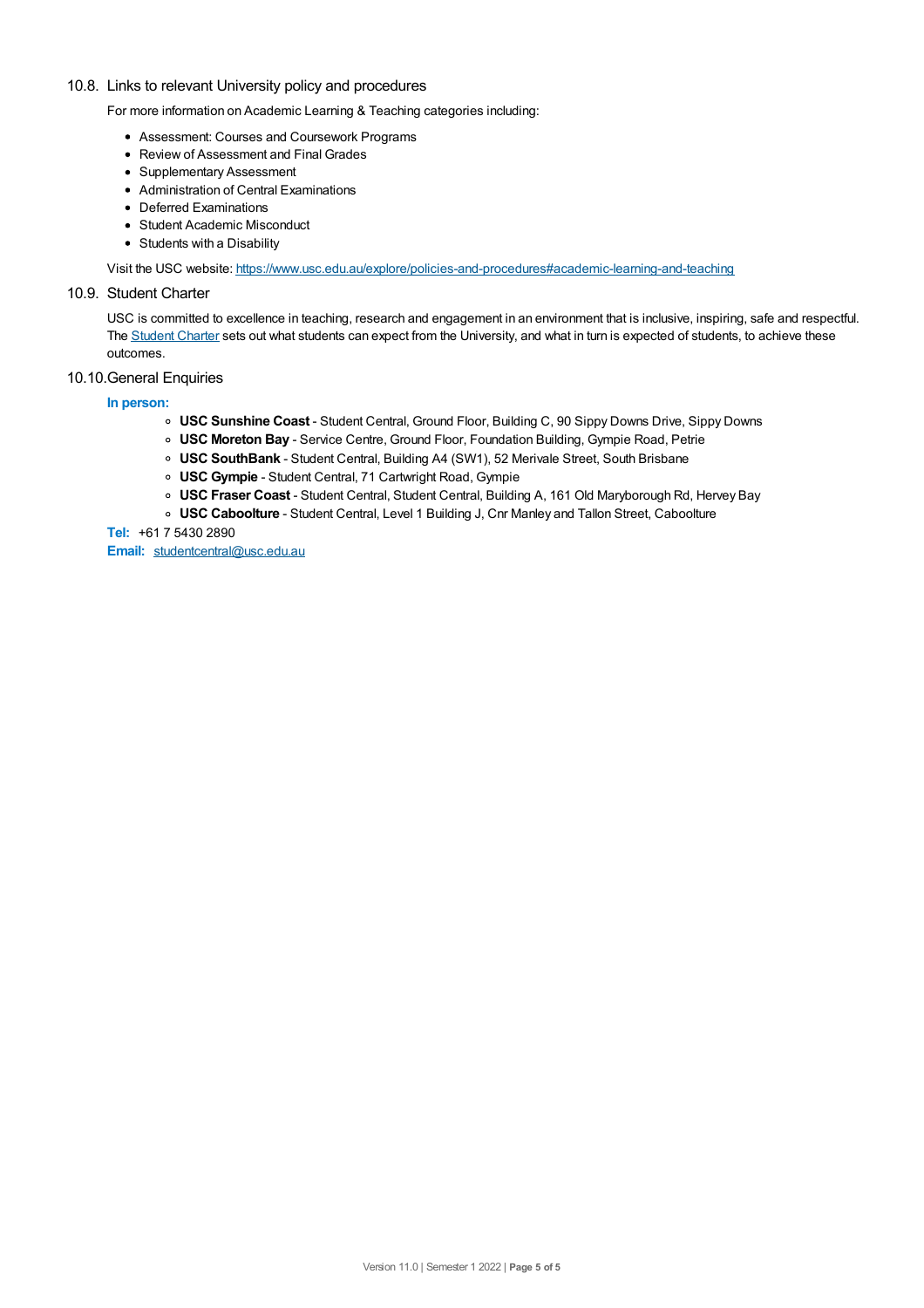### 10.8. Links to relevant University policy and procedures

For more information on Academic Learning & Teaching categories including:

- Assessment: Courses and Coursework Programs
- Review of Assessment and Final Grades
- Supplementary Assessment
- Administration of Central Examinations
- Deferred Examinations
- Student Academic Misconduct
- Students with a Disability

Visit the USC website: [https://www.usc.edu.au/explore/policies-and-procedures#academic-learning-and-teaching](https://www.usc.edu.au/explore/policies-and-procedures#academic-learning-and-teaching)

### 10.9. Student Charter

USC is committed to excellence in teaching, research and engagement in an environment that is inclusive, inspiring, safe and respectful. The Student Charter sets out what students can expect from the University, and what in turn is expected of students, to achieve these outcomes.

### 10.10. General Enquiries

**In person:**

- **USC Sunshine Coast** - Student Central, Ground Floor, Building C, 90 Sippy Downs Drive, Sippy Downs
- **USC Moreton Bay** - Service Centre, Ground Floor, Foundation Building, Gympie Road, Petrie
- **USC SouthBank** - Student Central, Building A4 (SW1), 52 Merivale Street, South Brisbane
- **USC Gympie** - Student Central, 71 Cartwright Road, Gympie
- **USC Fraser Coast** - Student Central, Student Central, Building A, 161 Old Maryborough Rd, Hervey Bay
- **USC Caboolture** - Student Central, Level 1 Building J, Cnr Manley and Tallon Street, Caboolture

**Tel:** +61 7 5430 2890

**Email:** studentcentral@usc.edu.au